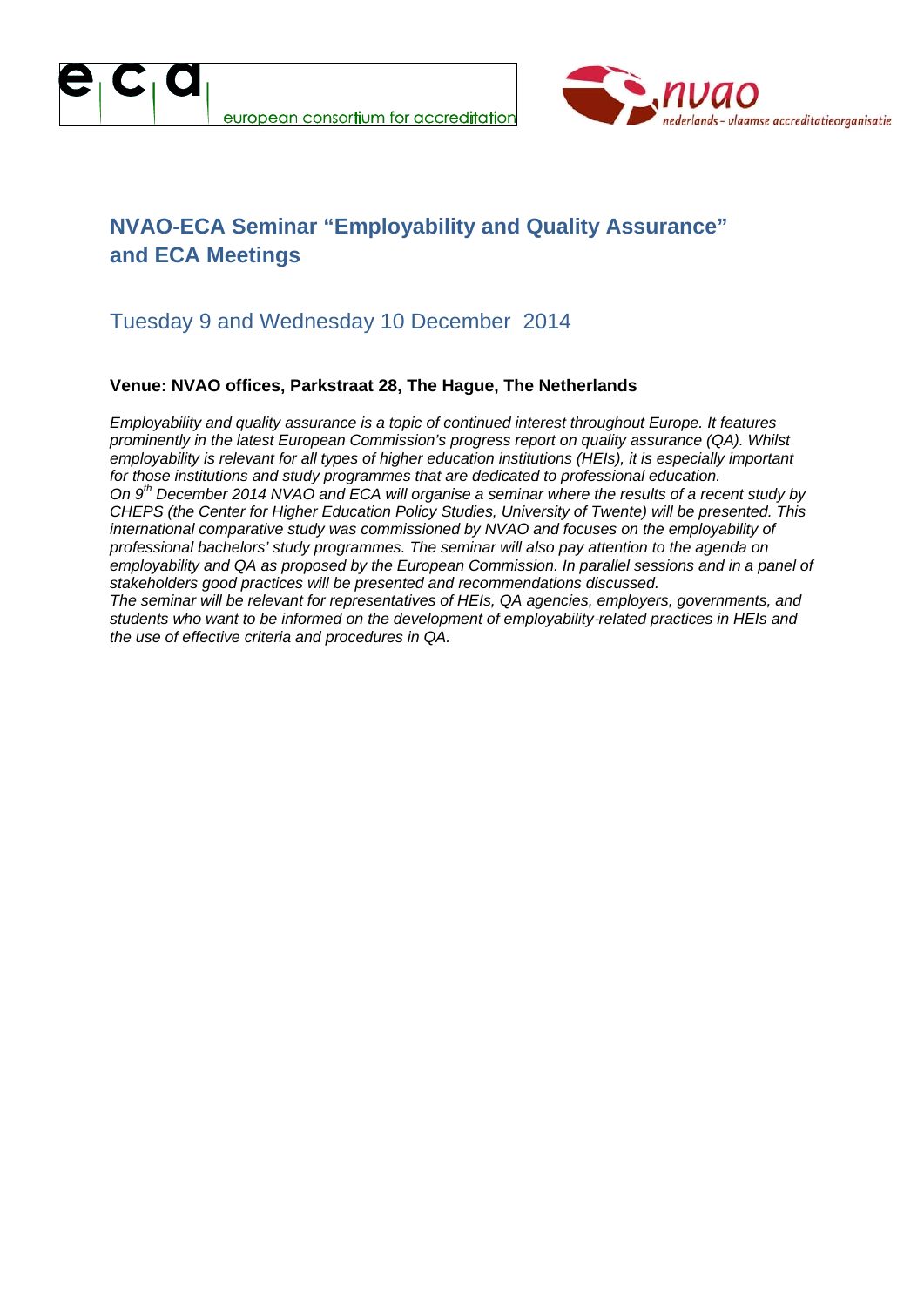# NVAO-ECA Seminar "Employability and Quality Assurance" and ECA Meetings

## Tuesday 9 and Wednesday 10 December 2014

**Venue: NVAO offices, Parkstraat 28, The Hague, The Netherlands**

*Employability and quality assurance is a topic of continued interest throughout Europe. It features prominently in the latest European Commission's progress report on quality assurance (QA). Whilst employability is relevant for all types of higher education institutions (HEIs), it is especially important for those institutions and study programmes that are dedicated to professional education.*
*On 9th December 2014 NVAO and ECA will organise a seminar where the results of a recent study by CHEPS (the Center for Higher Education Policy Studies, University of Twente) will be presented. This international comparative study was commissioned by NVAO and focuses on the employability of professional bachelors' study programmes. The seminar will also pay attention to the agenda on employability and QA as proposed by the European Commission. In parallel sessions and in a panel of stakeholders good practices will be presented and recommendations discussed.*
*The seminar will be relevant for representatives of HEIs, QA agencies, employers, governments, and students who want to be informed on the development of employability-related practices in HEIs and the use of effective criteria and procedures in QA.*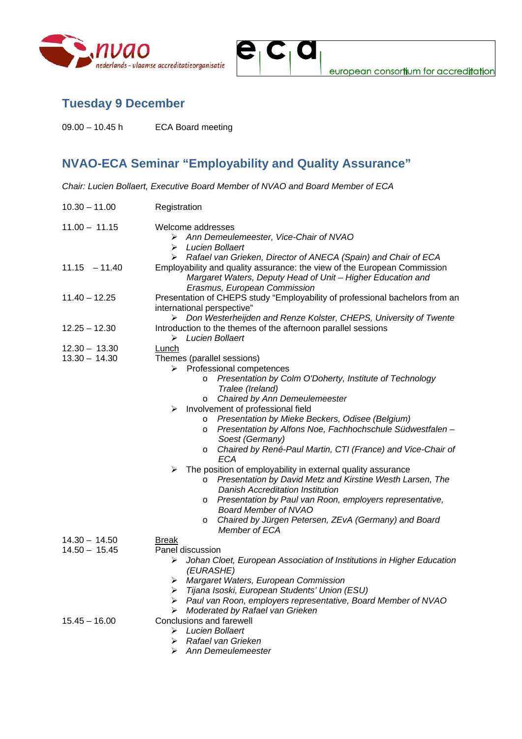## Tuesday 9 December

09.00 – 10.45 h ECA Board meeting

## NVAO-ECA Seminar "Employability and Quality Assurance"

*Chair: Lucien Bollaert, Executive Board Member of NVAO and Board Member of ECA*

10.30 – 11.00 Registration

11.00 – 11.15 Welcome addresses
- *Ann Demeulemeester, Vice-Chair of NVAO*
- *Lucien Bollaert*
- *Rafael van Grieken, Director of ANECA (Spain) and Chair of ECA*

11.15 – 11.40 Employability and quality assurance: the view of the European Commission
*Margaret Waters, Deputy Head of Unit – Higher Education and Erasmus, European Commission*

11.40 – 12.25 Presentation of CHEPS study "Employability of professional bachelors from an international perspective"
- *Don Westerheijden and Renze Kolster, CHEPS, University of Twente*

12.25 – 12.30 Introduction to the themes of the afternoon parallel sessions
- *Lucien Bollaert*

12.30 – 13.30 Lunch

13.30 – 14.30 Themes (parallel sessions)
- Professional competences
  - *Presentation by Colm O'Doherty, Institute of Technology Tralee (Ireland)*
  - *Chaired by Ann Demeulemeester*
- Involvement of professional field
  - *Presentation by Mieke Beckers, Odisee (Belgium)*
  - *Presentation by Alfons Noe, Fachhochschule Südwestfalen – Soest (Germany)*
  - *Chaired by René-Paul Martin, CTI (France) and Vice-Chair of ECA*
- The position of employability in external quality assurance
  - *Presentation by David Metz and Kirstine Westh Larsen, The Danish Accreditation Institution*
  - *Presentation by Paul van Roon, employers representative, Board Member of NVAO*
  - *Chaired by Jürgen Petersen, ZEvA (Germany) and Board Member of ECA*

14.30 – 14.50 Break

14.50 – 15.45 Panel discussion
- *Johan Cloet, European Association of Institutions in Higher Education (EURASHE)*
- *Margaret Waters, European Commission*
- *Tijana Isoski, European Students' Union (ESU)*
- *Paul van Roon, employers representative, Board Member of NVAO*
- *Moderated by Rafael van Grieken*

15.45 – 16.00 Conclusions and farewell
- *Lucien Bollaert*
- *Rafael van Grieken*
- *Ann Demeulemeester*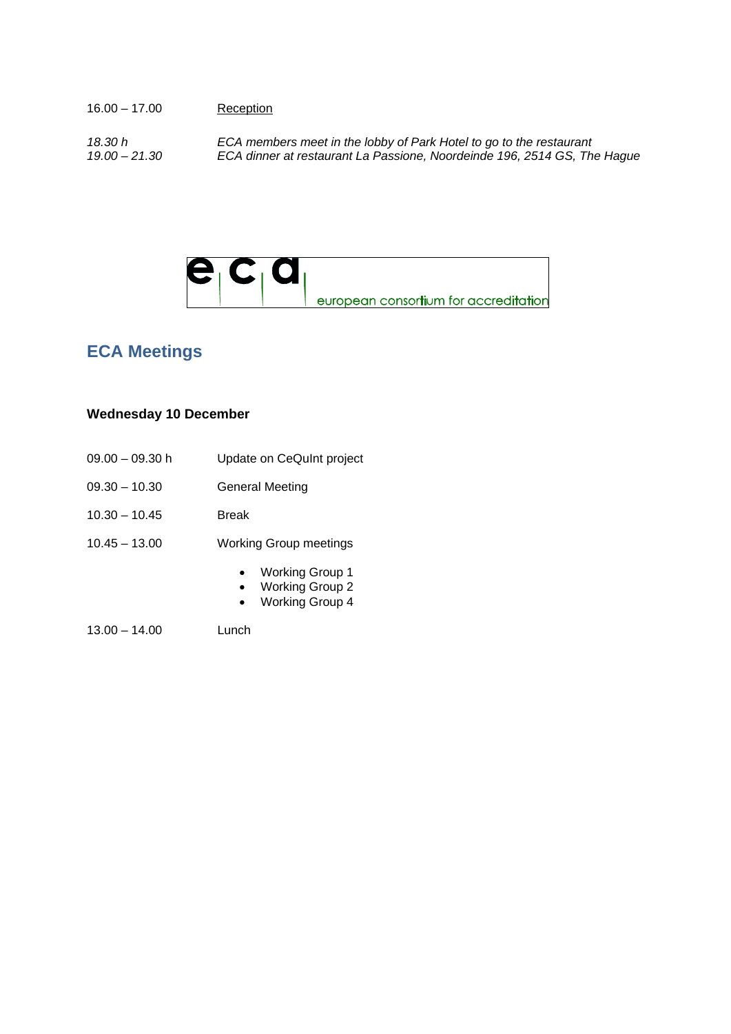16.00 – 17.00 Reception

*18.30 h* *ECA members meet in the lobby of Park Hotel to go to the restaurant*
*19.00 – 21.30* *ECA dinner at restaurant La Passione, Noordeinde 196, 2514 GS, The Hague*

e c a
european consortium for accreditation

## ECA Meetings

**Wednesday 10 December**

09.00 – 09.30 h Update on CeQuInt project

09.30 – 10.30 General Meeting

10.30 – 10.45 Break

10.45 – 13.00 Working Group meetings

- Working Group 1
- Working Group 2
- Working Group 4

13.00 – 14.00 Lunch